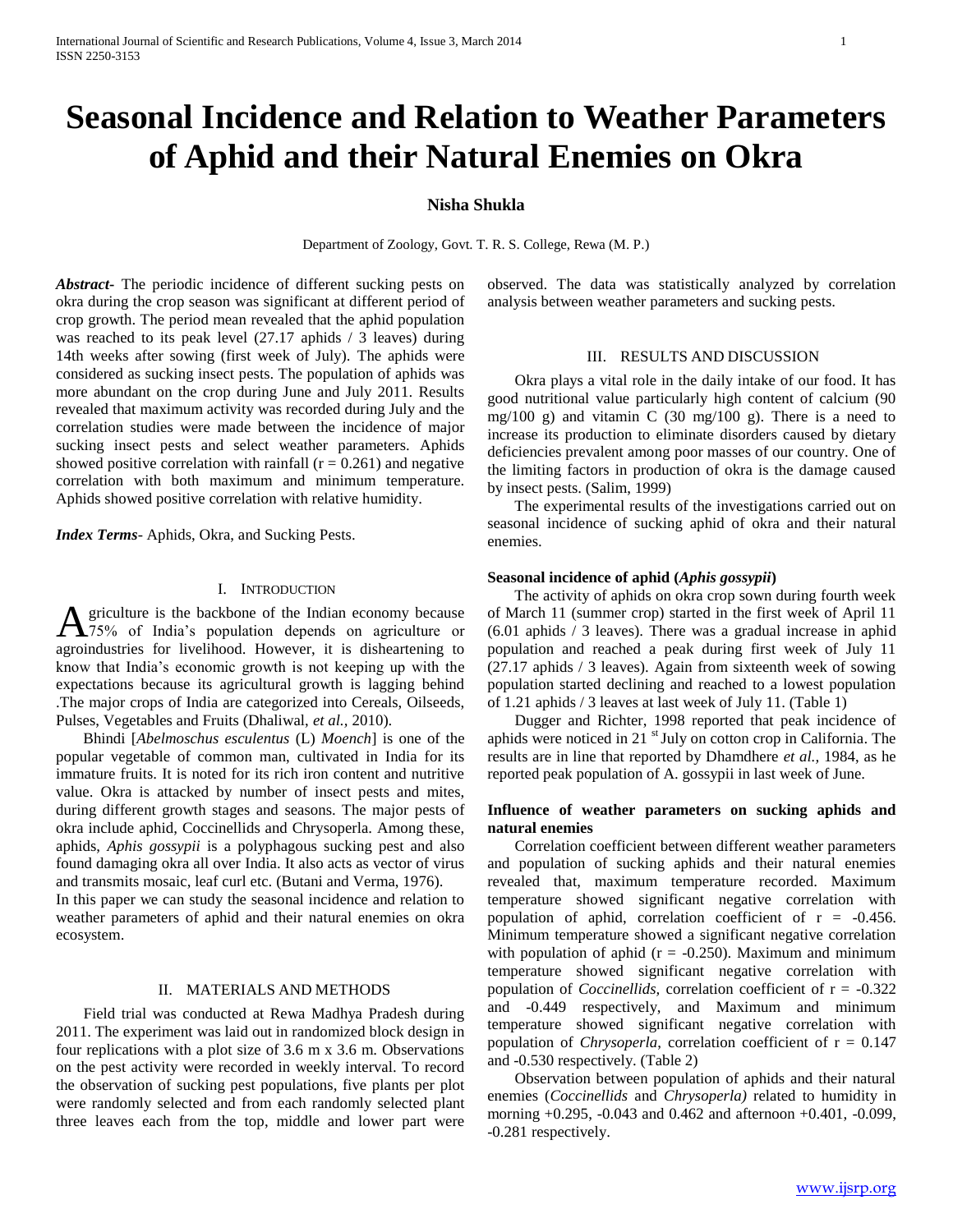# Seasonal Incidence and Relation to Weather Parameters of Aphid and their Natural Enemies on Okra

**Nisha Shukla**

Department of Zoology, Govt. T. R. S. College, Rewa (M. P.)

***Abstract*-** The periodic incidence of different sucking pests on okra during the crop season was significant at different period of crop growth. The period mean revealed that the aphid population was reached to its peak level (27.17 aphids / 3 leaves) during 14th weeks after sowing (first week of July). The aphids were considered as sucking insect pests. The population of aphids was more abundant on the crop during June and July 2011. Results revealed that maximum activity was recorded during July and the correlation studies were made between the incidence of major sucking insect pests and select weather parameters. Aphids showed positive correlation with rainfall ($r = 0.261$) and negative correlation with both maximum and minimum temperature. Aphids showed positive correlation with relative humidity.

***Index Terms*-** Aphids, Okra, and Sucking Pests.

## I. Introduction

Agriculture is the backbone of the Indian economy because 75% of India's population depends on agriculture or agroindustries for livelihood. However, it is disheartening to know that India's economic growth is not keeping up with the expectations because its agricultural growth is lagging behind .The major crops of India are categorized into Cereals, Oilseeds, Pulses, Vegetables and Fruits (Dhaliwal, *et al.,* 2010).

Bhindi [*Abelmoschus esculentus* (L) *Moench*] is one of the popular vegetable of common man, cultivated in India for its immature fruits. It is noted for its rich iron content and nutritive value. Okra is attacked by number of insect pests and mites, during different growth stages and seasons. The major pests of okra include aphid, Coccinellids and Chrysoperla. Among these, aphids, *Aphis gossypii* is a polyphagous sucking pest and also found damaging okra all over India. It also acts as vector of virus and transmits mosaic, leaf curl etc. (Butani and Verma, 1976).

In this paper we can study the seasonal incidence and relation to weather parameters of aphid and their natural enemies on okra ecosystem.

## II. Materials and Methods

Field trial was conducted at Rewa Madhya Pradesh during 2011. The experiment was laid out in randomized block design in four replications with a plot size of 3.6 m x 3.6 m. Observations on the pest activity were recorded in weekly interval. To record the observation of sucking pest populations, five plants per plot were randomly selected and from each randomly selected plant three leaves each from the top, middle and lower part were observed. The data was statistically analyzed by correlation analysis between weather parameters and sucking pests.

## III. Results and Discussion

Okra plays a vital role in the daily intake of our food. It has good nutritional value particularly high content of calcium (90 mg/100 g) and vitamin C (30 mg/100 g). There is a need to increase its production to eliminate disorders caused by dietary deficiencies prevalent among poor masses of our country. One of the limiting factors in production of okra is the damage caused by insect pests. (Salim, 1999)

The experimental results of the investigations carried out on seasonal incidence of sucking aphid of okra and their natural enemies.

### Seasonal incidence of aphid (*Aphis gossypii*)

The activity of aphids on okra crop sown during fourth week of March 11 (summer crop) started in the first week of April 11 (6.01 aphids / 3 leaves). There was a gradual increase in aphid population and reached a peak during first week of July 11 (27.17 aphids / 3 leaves). Again from sixteenth week of sowing population started declining and reached to a lowest population of 1.21 aphids / 3 leaves at last week of July 11. (Table 1)

Dugger and Richter, 1998 reported that peak incidence of aphids were noticed in 21 st July on cotton crop in California. The results are in line that reported by Dhamdhere *et al.,* 1984, as he reported peak population of A. gossypii in last week of June.

### Influence of weather parameters on sucking aphids and natural enemies

Correlation coefficient between different weather parameters and population of sucking aphids and their natural enemies revealed that, maximum temperature recorded. Maximum temperature showed significant negative correlation with population of aphid, correlation coefficient of $r = -0.456$. Minimum temperature showed a significant negative correlation with population of aphid ($r = -0.250$). Maximum and minimum temperature showed significant negative correlation with population of *Coccinellids,* correlation coefficient of $r = -0.322$ and -0.449 respectively, and Maximum and minimum temperature showed significant negative correlation with population of *Chrysoperla*, correlation coefficient of $r = 0.147$ and -0.530 respectively. (Table 2)

Observation between population of aphids and their natural enemies (*Coccinellids* and *Chrysoperla)* related to humidity in morning +0.295, -0.043 and 0.462 and afternoon +0.401, -0.099, -0.281 respectively.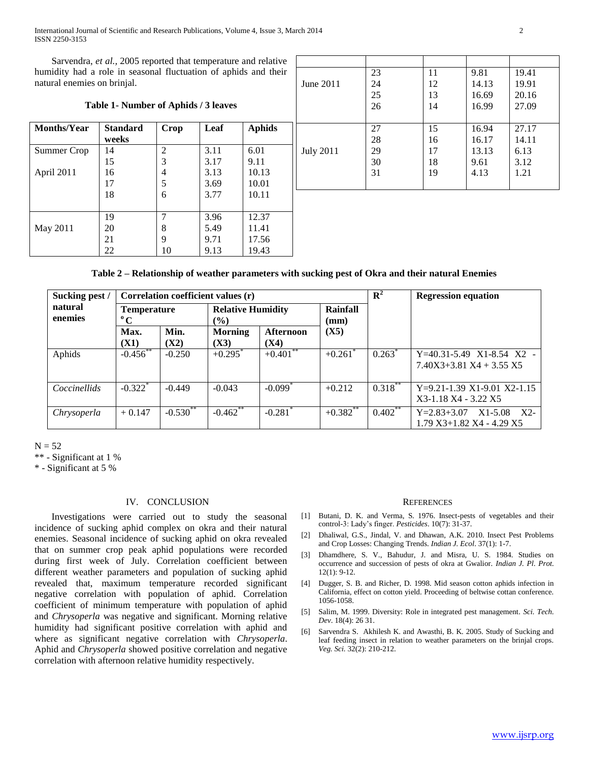Sarvendra, *et al.*, 2005 reported that temperature and relative humidity had a role in seasonal fluctuation of aphids and their natural enemies on brinjal.

**Table 1- Number of Aphids / 3 leaves**

| Months/Year | Standard weeks | Crop | Leaf | Aphids |
|---|---|---|---|---|
| Summer Crop | 14 | 2 | 3.11 | 6.01 |
| | 15 | 3 | 3.17 | 9.11 |
| April 2011 | 16 | 4 | 3.13 | 10.13 |
| | 17 | 5 | 3.69 | 10.01 |
| | 18 | 6 | 3.77 | 10.11 |
| May 2011 | 19 | 7 | 3.96 | 12.37 |
| | 20 | 8 | 5.49 | 11.41 |
| | 21 | 9 | 9.71 | 17.56 |
| | 22 | 10 | 9.13 | 19.43 |
| June 2011 | 23 | 11 | 9.81 | 19.41 |
| | 24 | 12 | 14.13 | 19.91 |
| | 25 | 13 | 16.69 | 20.16 |
| | 26 | 14 | 16.99 | 27.09 |
| July 2011 | 27 | 15 | 16.94 | 27.17 |
| | 28 | 16 | 16.17 | 14.11 |
| | 29 | 17 | 13.13 | 6.13 |
| | 30 | 18 | 9.61 | 3.12 |
| | 31 | 19 | 4.13 | 1.21 |

**Table 2 – Relationship of weather parameters with sucking pest of Okra and their natural Enemies**

| Sucking pest / natural enemies | Correlation coefficient values (r) | | | | | $R^2$ | Regression equation |
|---|---|---|---|---|---|---|---|
| | Temperature °C | | Relative Humidity (%) | | Rainfall (mm) | | |
| | Max. (X1) | Min. (X2) | Morning (X3) | Afternoon (X4) | (X5) | | |
| Aphids | $-0.456^{**}$ | $-0.250$ | $+0.295^{*}$ | $+0.401^{**}$ | $+0.261^{*}$ | $0.263^{*}$ | Y=40.31-5.49 X1-8.54 X2 - 7.40X3+3.81 X4 + 3.55 X5 |
| *Coccinellids* | $-0.322^{*}$ | $-0.449$ | $-0.043$ | $-0.099^{*}$ | $+0.212$ | $0.318^{**}$ | Y=9.21-1.39 X1-9.01 X2-1.15 X3-1.18 X4 - 3.22 X5 |
| *Chrysoperla* | $+0.147$ | $-0.530^{**}$ | $-0.462^{**}$ | $-0.281^{*}$ | $+0.382^{**}$ | $0.402^{**}$ | Y=2.83+3.07 X1-5.08 X2-1.79 X3+1.82 X4 - 4.29 X5 |

N = 52

** - Significant at 1 %

* - Significant at 5 %

## IV. CONCLUSION

Investigations were carried out to study the seasonal incidence of sucking aphid complex on okra and their natural enemies. Seasonal incidence of sucking aphid on okra revealed that on summer crop peak aphid populations were recorded during first week of July. Correlation coefficient between different weather parameters and population of sucking aphid revealed that, maximum temperature recorded significant negative correlation with population of aphid. Correlation coefficient of minimum temperature with population of aphid and *Chrysoperla* was negative and significant. Morning relative humidity had significant positive correlation with aphid and where as significant negative correlation with *Chrysoperla*. Aphid and *Chrysoperla* showed positive correlation and negative correlation with afternoon relative humidity respectively.

## REFERENCES

[1] Butani, D. K. and Verma, S. 1976. Insect-pests of vegetables and their control-3: Lady's finger. *Pesticides*. 10(7): 31-37.

[2] Dhaliwal, G.S., Jindal, V. and Dhawan, A.K. 2010. Insect Pest Problems and Crop Losses: Changing Trends. *Indian J. Ecol*. 37(1): 1-7.

[3] Dhamdhere, S. V., Bahudur, J. and Misra, U. S. 1984. Studies on occurrence and succession of pests of okra at Gwalior. *Indian J. Pl. Prot*. 12(1): 9-12.

[4] Dugger, S. B. and Richer, D. 1998. Mid season cotton aphids infection in California, effect on cotton yield. Proceeding of beltwise cottan conference. 1056-1058.

[5] Salim, M. 1999. Diversity: Role in integrated pest management. *Sci. Tech. Dev*. 18(4): 26 31.

[6] Sarvendra S. Akhilesh K. and Awasthi, B. K. 2005. Study of Sucking and leaf feeding insect in relation to weather parameters on the brinjal crops. *Veg. Sci*. 32(2): 210-212.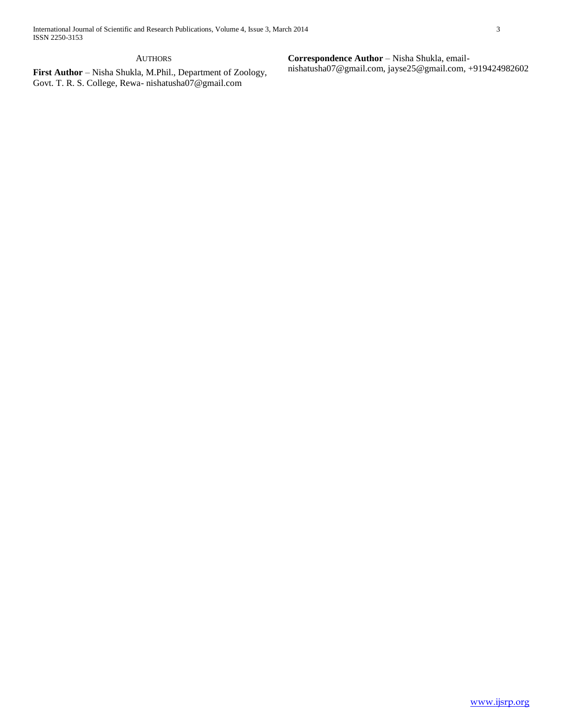## AUTHORS

**First Author** – Nisha Shukla, M.Phil., Department of Zoology, Govt. T. R. S. College, Rewa- nishatusha07@gmail.com

**Correspondence Author** – Nisha Shukla, email- nishatusha07@gmail.com, jayse25@gmail.com, +919424982602